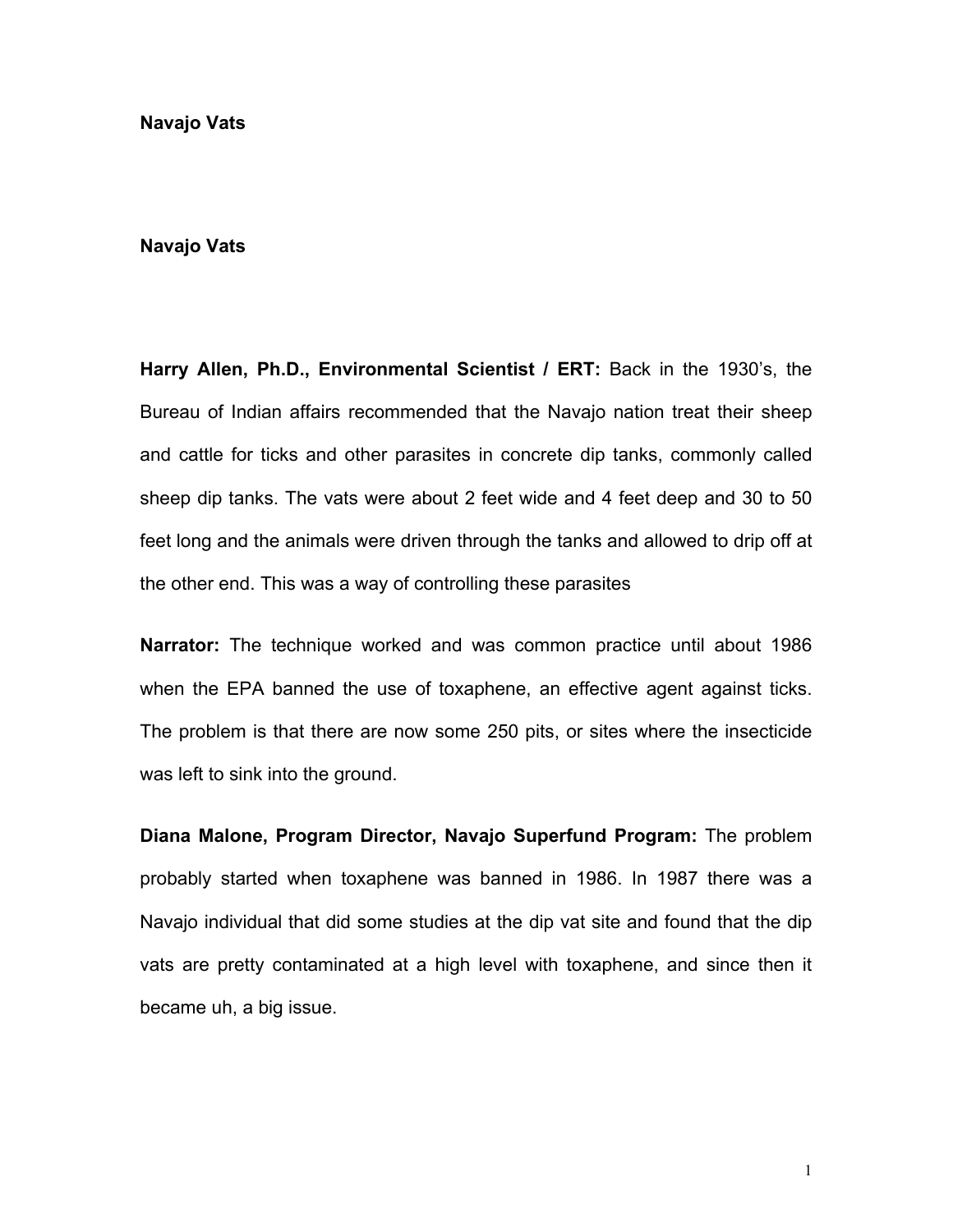**Navajo Vats**

**Navajo Vats**

**Harry Allen, Ph.D., Environmental Scientist / ERT:** Back in the 1930's, the Bureau of Indian affairs recommended that the Navajo nation treat their sheep and cattle for ticks and other parasites in concrete dip tanks, commonly called sheep dip tanks. The vats were about 2 feet wide and 4 feet deep and 30 to 50 feet long and the animals were driven through the tanks and allowed to drip off at the other end. This was a way of controlling these parasites

**Narrator:** The technique worked and was common practice until about 1986 when the EPA banned the use of toxaphene, an effective agent against ticks. The problem is that there are now some 250 pits, or sites where the insecticide was left to sink into the ground.

**Diana Malone, Program Director, Navajo Superfund Program:** The problem probably started when toxaphene was banned in 1986. In 1987 there was a Navajo individual that did some studies at the dip vat site and found that the dip vats are pretty contaminated at a high level with toxaphene, and since then it became uh, a big issue.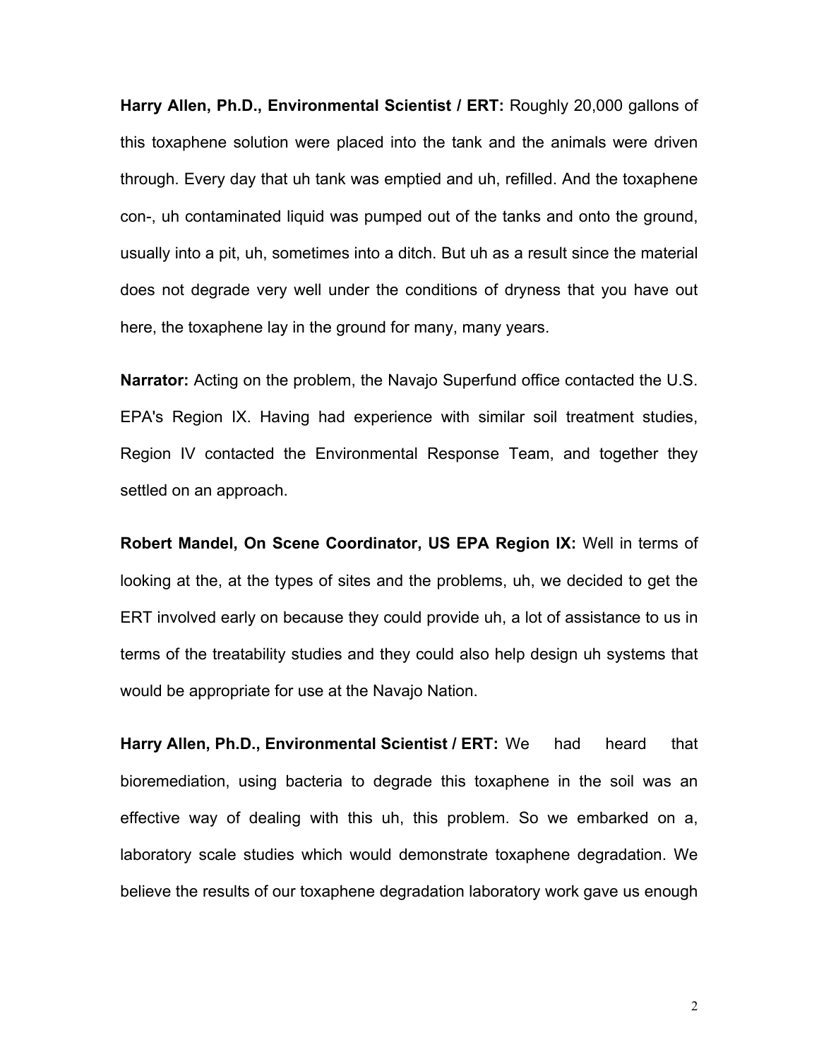**Harry Allen, Ph.D., Environmental Scientist / ERT:** Roughly 20,000 gallons of this toxaphene solution were placed into the tank and the animals were driven through. Every day that uh tank was emptied and uh, refilled. And the toxaphene con-, uh contaminated liquid was pumped out of the tanks and onto the ground, usually into a pit, uh, sometimes into a ditch. But uh as a result since the material does not degrade very well under the conditions of dryness that you have out here, the toxaphene lay in the ground for many, many years.

**Narrator:** Acting on the problem, the Navajo Superfund office contacted the U.S. EPA's Region IX. Having had experience with similar soil treatment studies, Region IV contacted the Environmental Response Team, and together they settled on an approach.

**Robert Mandel, On Scene Coordinator, US EPA Region IX:** Well in terms of looking at the, at the types of sites and the problems, uh, we decided to get the ERT involved early on because they could provide uh, a lot of assistance to us in terms of the treatability studies and they could also help design uh systems that would be appropriate for use at the Navajo Nation.

**Harry Allen, Ph.D., Environmental Scientist / ERT:** We had heard that bioremediation, using bacteria to degrade this toxaphene in the soil was an effective way of dealing with this uh, this problem. So we embarked on a, laboratory scale studies which would demonstrate toxaphene degradation. We believe the results of our toxaphene degradation laboratory work gave us enough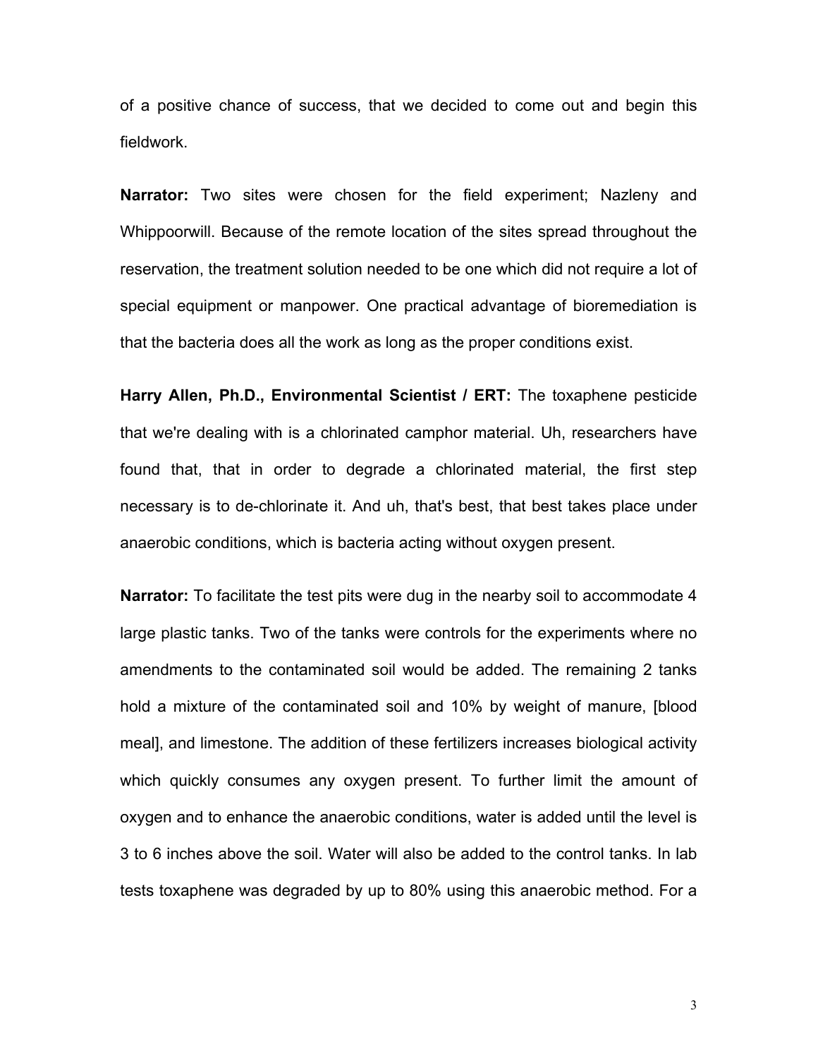of a positive chance of success, that we decided to come out and begin this fieldwork.

**Narrator:** Two sites were chosen for the field experiment; Nazleny and Whippoorwill. Because of the remote location of the sites spread throughout the reservation, the treatment solution needed to be one which did not require a lot of special equipment or manpower. One practical advantage of bioremediation is that the bacteria does all the work as long as the proper conditions exist.

**Harry Allen, Ph.D., Environmental Scientist / ERT:** The toxaphene pesticide that we're dealing with is a chlorinated camphor material. Uh, researchers have found that, that in order to degrade a chlorinated material, the first step necessary is to de-chlorinate it. And uh, that's best, that best takes place under anaerobic conditions, which is bacteria acting without oxygen present.

**Narrator:** To facilitate the test pits were dug in the nearby soil to accommodate 4 large plastic tanks. Two of the tanks were controls for the experiments where no amendments to the contaminated soil would be added. The remaining 2 tanks hold a mixture of the contaminated soil and 10% by weight of manure, [blood meal], and limestone. The addition of these fertilizers increases biological activity which quickly consumes any oxygen present. To further limit the amount of oxygen and to enhance the anaerobic conditions, water is added until the level is 3 to 6 inches above the soil. Water will also be added to the control tanks. In lab tests toxaphene was degraded by up to 80% using this anaerobic method. For a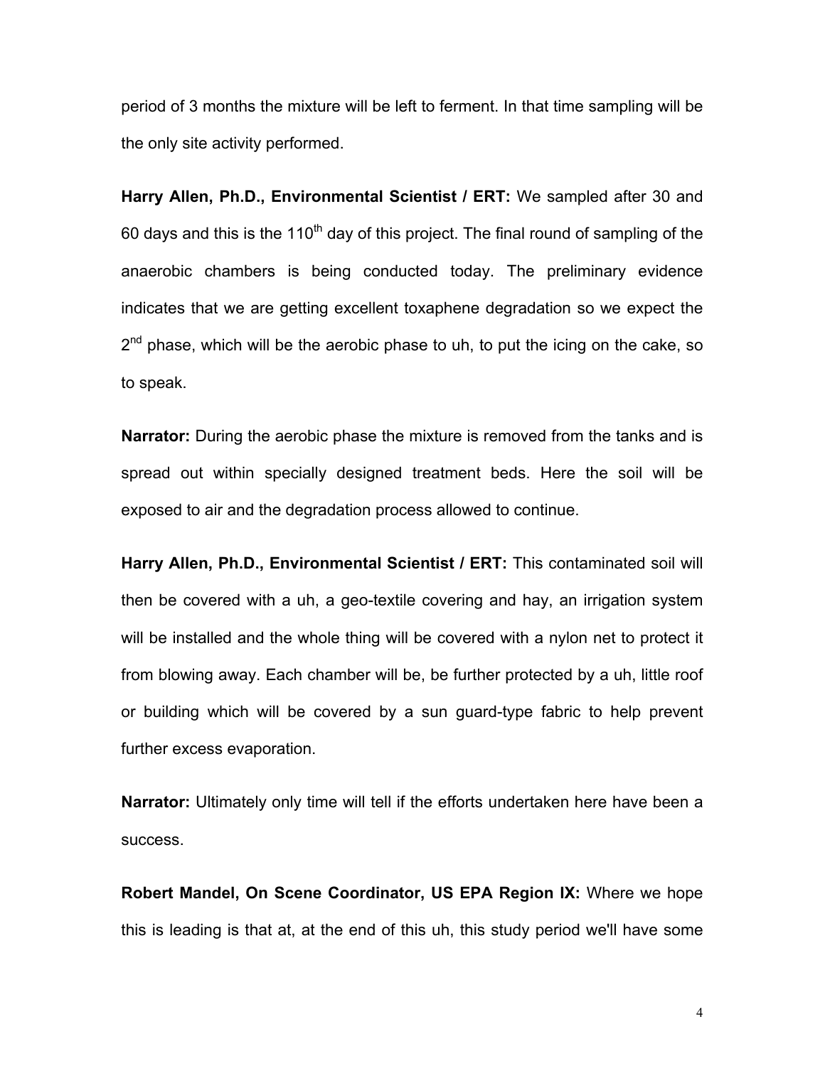period of 3 months the mixture will be left to ferment. In that time sampling will be the only site activity performed.

**Harry Allen, Ph.D., Environmental Scientist / ERT:** We sampled after 30 and 60 days and this is the 110th day of this project. The final round of sampling of the anaerobic chambers is being conducted today. The preliminary evidence indicates that we are getting excellent toxaphene degradation so we expect the 2nd phase, which will be the aerobic phase to uh, to put the icing on the cake, so to speak.

**Narrator:** During the aerobic phase the mixture is removed from the tanks and is spread out within specially designed treatment beds. Here the soil will be exposed to air and the degradation process allowed to continue.

**Harry Allen, Ph.D., Environmental Scientist / ERT:** This contaminated soil will then be covered with a uh, a geo-textile covering and hay, an irrigation system will be installed and the whole thing will be covered with a nylon net to protect it from blowing away. Each chamber will be, be further protected by a uh, little roof or building which will be covered by a sun guard-type fabric to help prevent further excess evaporation.

**Narrator:** Ultimately only time will tell if the efforts undertaken here have been a success.

**Robert Mandel, On Scene Coordinator, US EPA Region IX:** Where we hope this is leading is that at, at the end of this uh, this study period we'll have some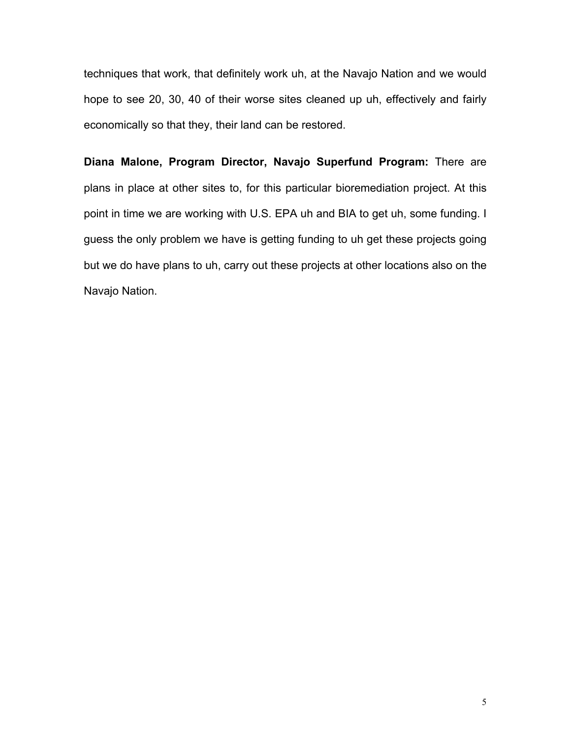techniques that work, that definitely work uh, at the Navajo Nation and we would hope to see 20, 30, 40 of their worse sites cleaned up uh, effectively and fairly economically so that they, their land can be restored.

**Diana Malone, Program Director, Navajo Superfund Program:** There are plans in place at other sites to, for this particular bioremediation project. At this point in time we are working with U.S. EPA uh and BIA to get uh, some funding. I guess the only problem we have is getting funding to uh get these projects going but we do have plans to uh, carry out these projects at other locations also on the Navajo Nation.